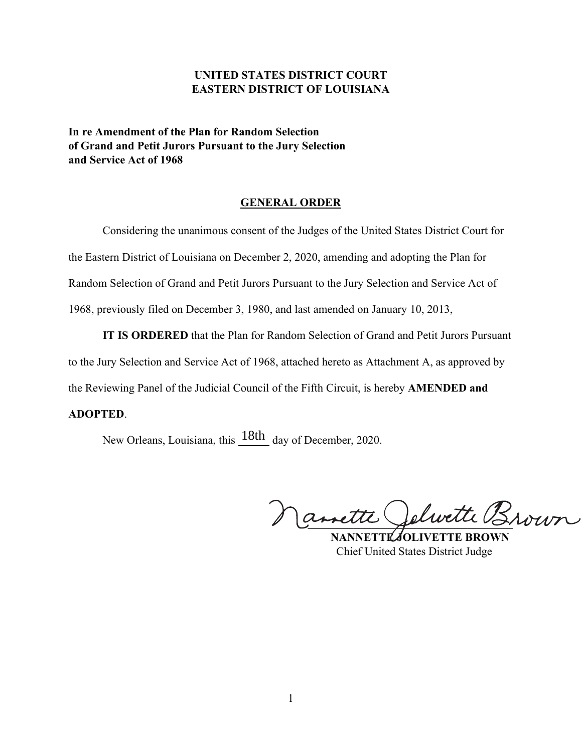**UNITED STATES DISTRICT COURT**
**EASTERN DISTRICT OF LOUISIANA**

**In re Amendment of the Plan for Random Selection of Grand and Petit Jurors Pursuant to the Jury Selection and Service Act of 1968**

## GENERAL ORDER

Considering the unanimous consent of the Judges of the United States District Court for the Eastern District of Louisiana on December 2, 2020, amending and adopting the Plan for Random Selection of Grand and Petit Jurors Pursuant to the Jury Selection and Service Act of 1968, previously filed on December 3, 1980, and last amended on January 10, 2013,

**IT IS ORDERED** that the Plan for Random Selection of Grand and Petit Jurors Pursuant to the Jury Selection and Service Act of 1968, attached hereto as Attachment A, as approved by the Reviewing Panel of the Judicial Council of the Fifth Circuit, is hereby **AMENDED and ADOPTED**.

New Orleans, Louisiana, this 18th day of December, 2020.

Nannette Jolivette Brown

**NANNETTE JOLIVETTE BROWN**
Chief United States District Judge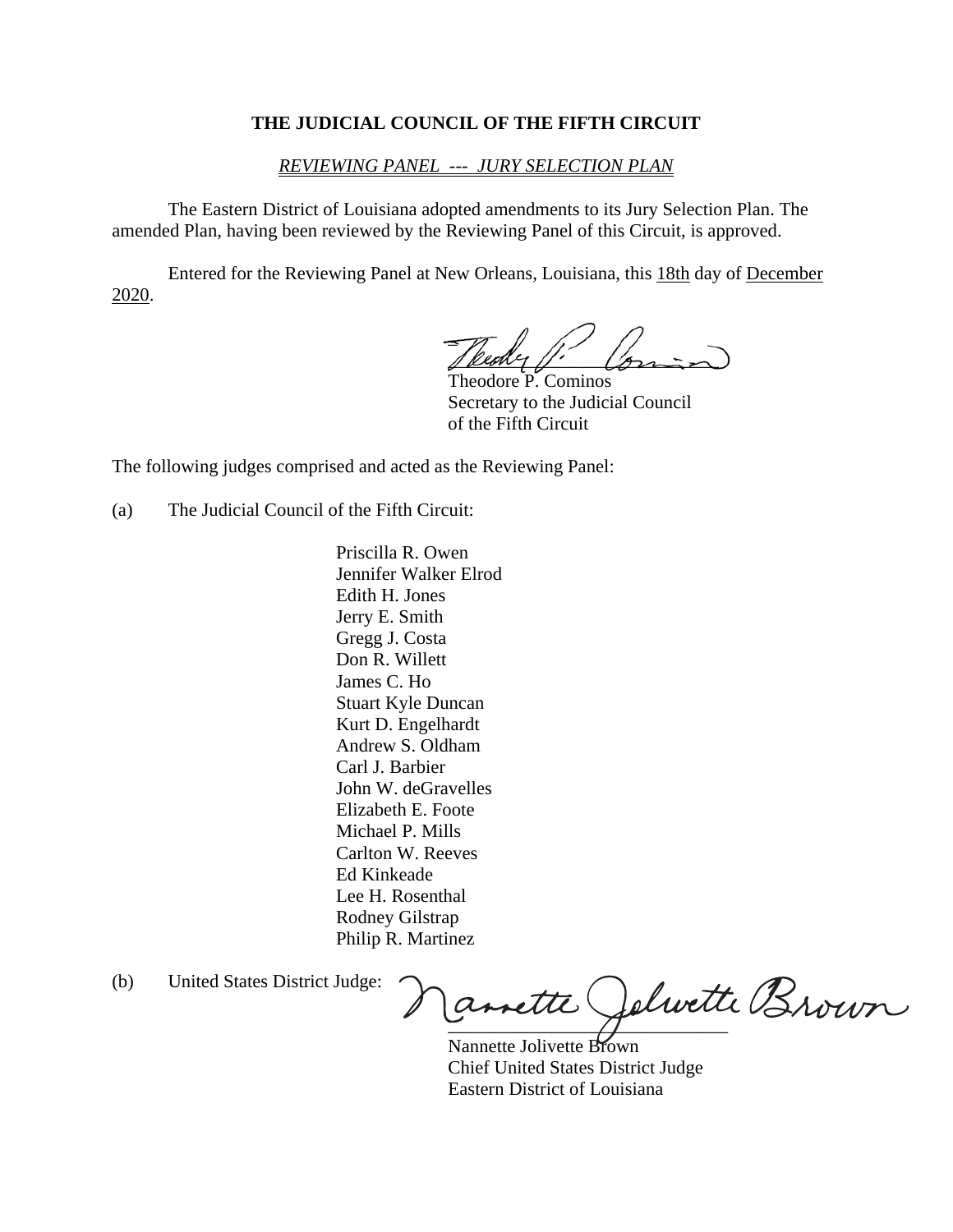**THE JUDICIAL COUNCIL OF THE FIFTH CIRCUIT**

*REVIEWING PANEL --- JURY SELECTION PLAN*

The Eastern District of Louisiana adopted amendments to its Jury Selection Plan. The amended Plan, having been reviewed by the Reviewing Panel of this Circuit, is approved.

Entered for the Reviewing Panel at New Orleans, Louisiana, this 18th day of December 2020.

Theodore P. Cominos
Secretary to the Judicial Council
of the Fifth Circuit

The following judges comprised and acted as the Reviewing Panel:

(a) The Judicial Council of the Fifth Circuit:

Priscilla R. Owen
Jennifer Walker Elrod
Edith H. Jones
Jerry E. Smith
Gregg J. Costa
Don R. Willett
James C. Ho
Stuart Kyle Duncan
Kurt D. Engelhardt
Andrew S. Oldham
Carl J. Barbier
John W. deGravelles
Elizabeth E. Foote
Michael P. Mills
Carlton W. Reeves
Ed Kinkeade
Lee H. Rosenthal
Rodney Gilstrap
Philip R. Martinez

(b) United States District Judge:

Nannette Jolivette Brown
Chief United States District Judge
Eastern District of Louisiana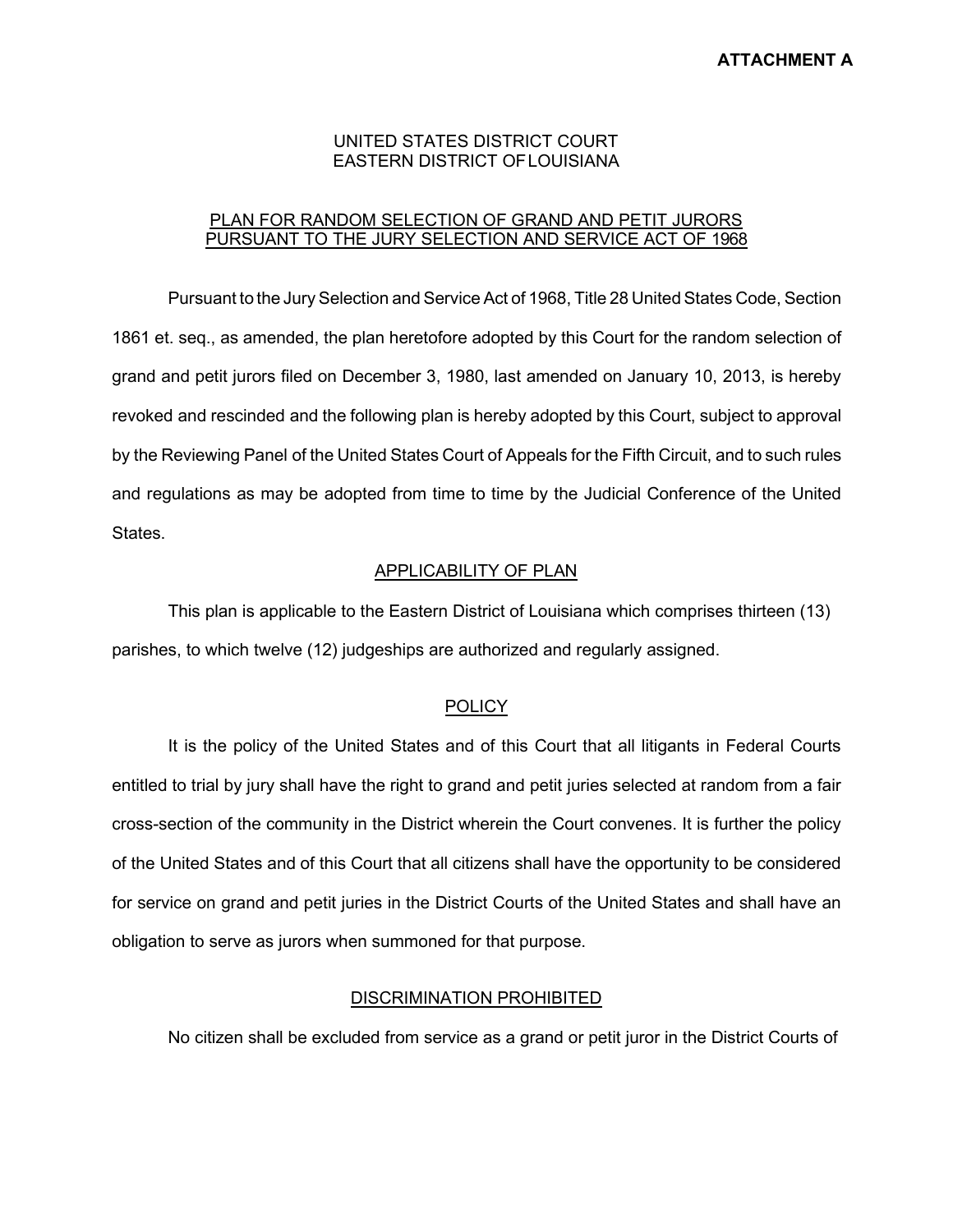**ATTACHMENT A**

UNITED STATES DISTRICT COURT
EASTERN DISTRICT OF LOUISIANA

# PLAN FOR RANDOM SELECTION OF GRAND AND PETIT JURORS PURSUANT TO THE JURY SELECTION AND SERVICE ACT OF 1968

Pursuant to the Jury Selection and Service Act of 1968, Title 28 United States Code, Section 1861 et. seq., as amended, the plan heretofore adopted by this Court for the random selection of grand and petit jurors filed on December 3, 1980, last amended on January 10, 2013, is hereby revoked and rescinded and the following plan is hereby adopted by this Court, subject to approval by the Reviewing Panel of the United States Court of Appeals for the Fifth Circuit, and to such rules and regulations as may be adopted from time to time by the Judicial Conference of the United States.

## APPLICABILITY OF PLAN

This plan is applicable to the Eastern District of Louisiana which comprises thirteen (13) parishes, to which twelve (12) judgeships are authorized and regularly assigned.

## POLICY

It is the policy of the United States and of this Court that all litigants in Federal Courts entitled to trial by jury shall have the right to grand and petit juries selected at random from a fair cross-section of the community in the District wherein the Court convenes. It is further the policy of the United States and of this Court that all citizens shall have the opportunity to be considered for service on grand and petit juries in the District Courts of the United States and shall have an obligation to serve as jurors when summoned for that purpose.

## DISCRIMINATION PROHIBITED

No citizen shall be excluded from service as a grand or petit juror in the District Courts of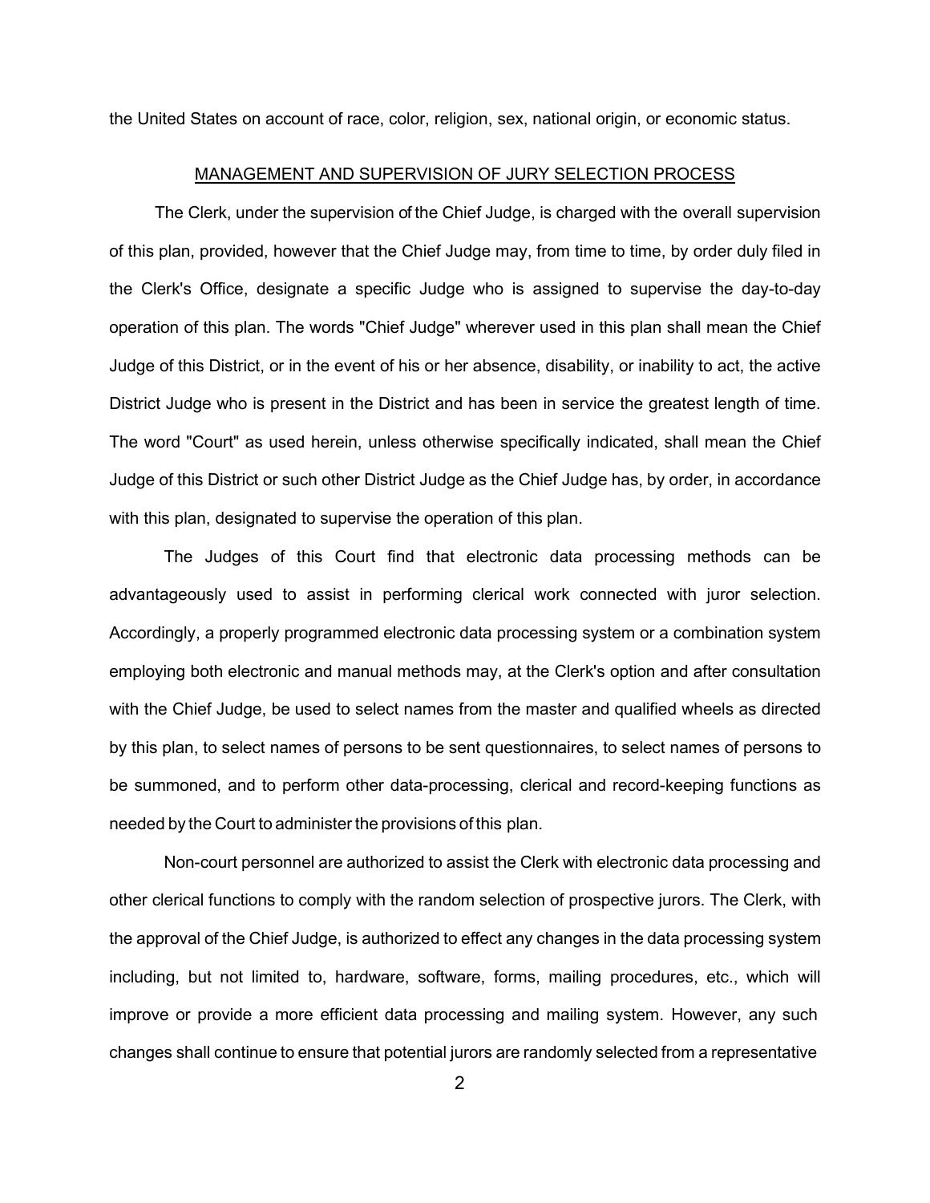the United States on account of race, color, religion, sex, national origin, or economic status.

## MANAGEMENT AND SUPERVISION OF JURY SELECTION PROCESS

The Clerk, under the supervision of the Chief Judge, is charged with the overall supervision of this plan, provided, however that the Chief Judge may, from time to time, by order duly filed in the Clerk's Office, designate a specific Judge who is assigned to supervise the day-to-day operation of this plan. The words "Chief Judge" wherever used in this plan shall mean the Chief Judge of this District, or in the event of his or her absence, disability, or inability to act, the active District Judge who is present in the District and has been in service the greatest length of time. The word "Court" as used herein, unless otherwise specifically indicated, shall mean the Chief Judge of this District or such other District Judge as the Chief Judge has, by order, in accordance with this plan, designated to supervise the operation of this plan.

The Judges of this Court find that electronic data processing methods can be advantageously used to assist in performing clerical work connected with juror selection. Accordingly, a properly programmed electronic data processing system or a combination system employing both electronic and manual methods may, at the Clerk's option and after consultation with the Chief Judge, be used to select names from the master and qualified wheels as directed by this plan, to select names of persons to be sent questionnaires, to select names of persons to be summoned, and to perform other data-processing, clerical and record-keeping functions as needed by the Court to administer the provisions of this plan.

Non-court personnel are authorized to assist the Clerk with electronic data processing and other clerical functions to comply with the random selection of prospective jurors. The Clerk, with the approval of the Chief Judge, is authorized to effect any changes in the data processing system including, but not limited to, hardware, software, forms, mailing procedures, etc., which will improve or provide a more efficient data processing and mailing system. However, any such changes shall continue to ensure that potential jurors are randomly selected from a representative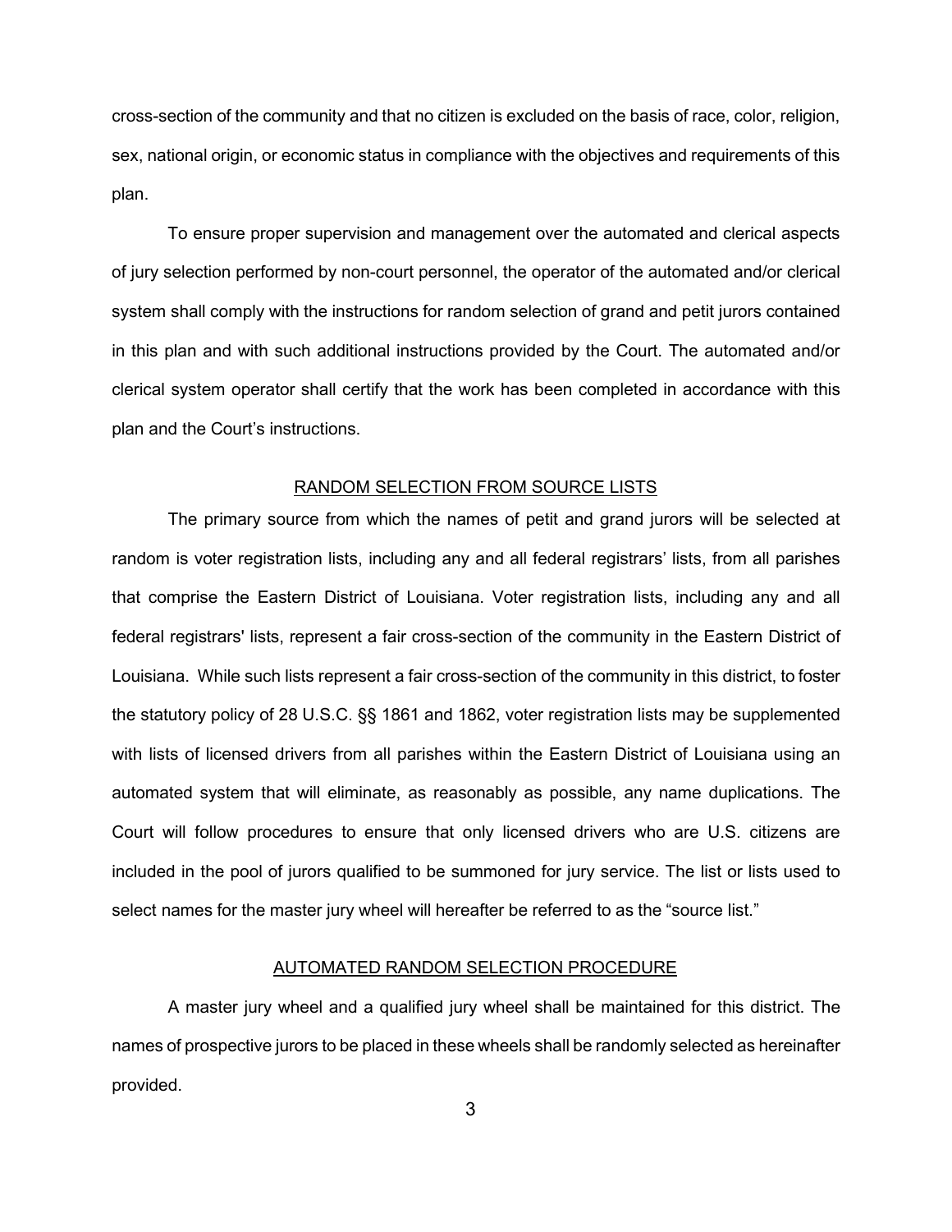cross-section of the community and that no citizen is excluded on the basis of race, color, religion, sex, national origin, or economic status in compliance with the objectives and requirements of this plan.

To ensure proper supervision and management over the automated and clerical aspects of jury selection performed by non-court personnel, the operator of the automated and/or clerical system shall comply with the instructions for random selection of grand and petit jurors contained in this plan and with such additional instructions provided by the Court. The automated and/or clerical system operator shall certify that the work has been completed in accordance with this plan and the Court's instructions.

## RANDOM SELECTION FROM SOURCE LISTS

The primary source from which the names of petit and grand jurors will be selected at random is voter registration lists, including any and all federal registrars' lists, from all parishes that comprise the Eastern District of Louisiana. Voter registration lists, including any and all federal registrars' lists, represent a fair cross-section of the community in the Eastern District of Louisiana. While such lists represent a fair cross-section of the community in this district, to foster the statutory policy of 28 U.S.C. §§ 1861 and 1862, voter registration lists may be supplemented with lists of licensed drivers from all parishes within the Eastern District of Louisiana using an automated system that will eliminate, as reasonably as possible, any name duplications. The Court will follow procedures to ensure that only licensed drivers who are U.S. citizens are included in the pool of jurors qualified to be summoned for jury service. The list or lists used to select names for the master jury wheel will hereafter be referred to as the "source list."

## AUTOMATED RANDOM SELECTION PROCEDURE

A master jury wheel and a qualified jury wheel shall be maintained for this district. The names of prospective jurors to be placed in these wheels shall be randomly selected as hereinafter provided.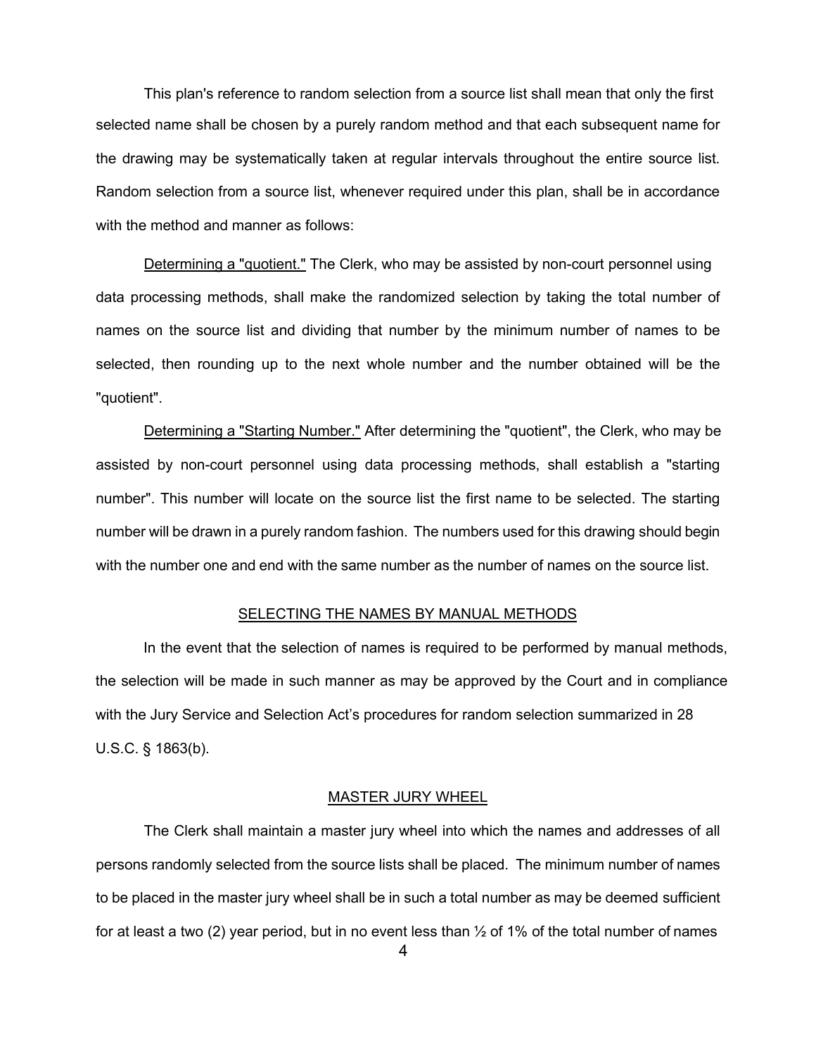This plan's reference to random selection from a source list shall mean that only the first selected name shall be chosen by a purely random method and that each subsequent name for the drawing may be systematically taken at regular intervals throughout the entire source list. Random selection from a source list, whenever required under this plan, shall be in accordance with the method and manner as follows:

Determining a "quotient." The Clerk, who may be assisted by non-court personnel using data processing methods, shall make the randomized selection by taking the total number of names on the source list and dividing that number by the minimum number of names to be selected, then rounding up to the next whole number and the number obtained will be the "quotient".

Determining a "Starting Number." After determining the "quotient", the Clerk, who may be assisted by non-court personnel using data processing methods, shall establish a "starting number". This number will locate on the source list the first name to be selected. The starting number will be drawn in a purely random fashion. The numbers used for this drawing should begin with the number one and end with the same number as the number of names on the source list.

## SELECTING THE NAMES BY MANUAL METHODS

In the event that the selection of names is required to be performed by manual methods, the selection will be made in such manner as may be approved by the Court and in compliance with the Jury Service and Selection Act's procedures for random selection summarized in 28 U.S.C. § 1863(b).

## MASTER JURY WHEEL

The Clerk shall maintain a master jury wheel into which the names and addresses of all persons randomly selected from the source lists shall be placed. The minimum number of names to be placed in the master jury wheel shall be in such a total number as may be deemed sufficient for at least a two (2) year period, but in no event less than ½ of 1% of the total number of names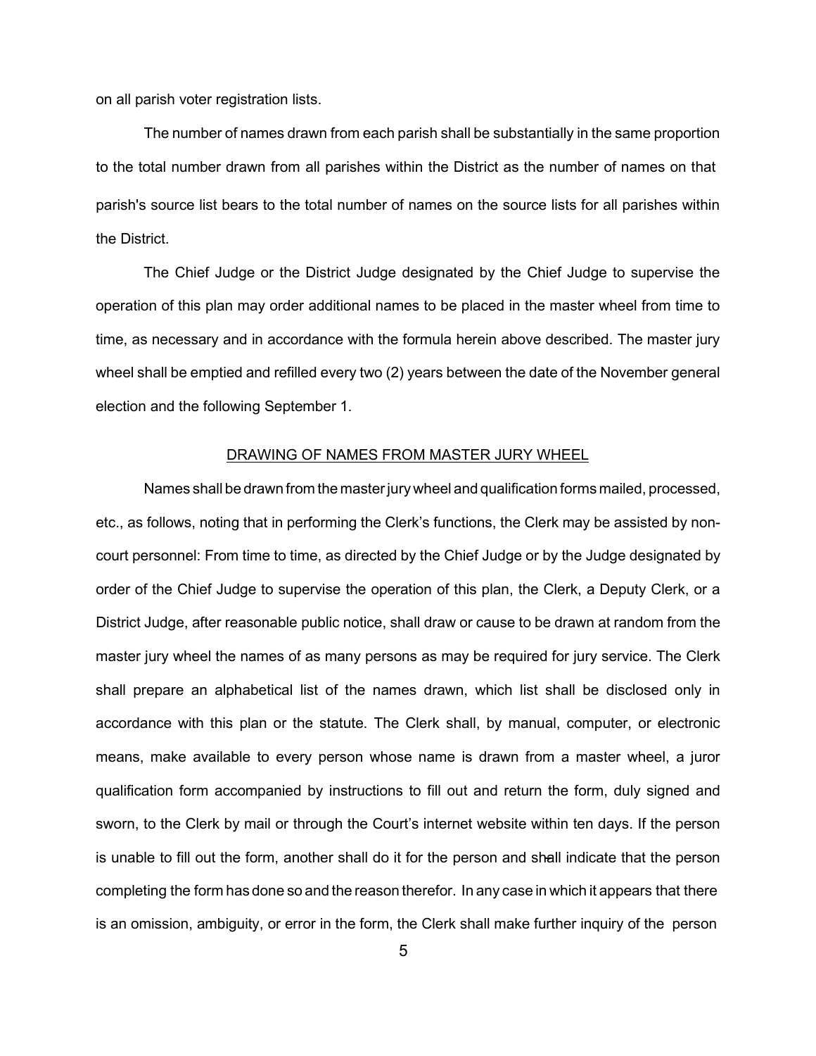on all parish voter registration lists.

The number of names drawn from each parish shall be substantially in the same proportion to the total number drawn from all parishes within the District as the number of names on that parish's source list bears to the total number of names on the source lists for all parishes within the District.

The Chief Judge or the District Judge designated by the Chief Judge to supervise the operation of this plan may order additional names to be placed in the master wheel from time to time, as necessary and in accordance with the formula herein above described. The master jury wheel shall be emptied and refilled every two (2) years between the date of the November general election and the following September 1.

## DRAWING OF NAMES FROM MASTER JURY WHEEL

Names shall be drawn from the master jury wheel and qualification forms mailed, processed, etc., as follows, noting that in performing the Clerk's functions, the Clerk may be assisted by non-court personnel: From time to time, as directed by the Chief Judge or by the Judge designated by order of the Chief Judge to supervise the operation of this plan, the Clerk, a Deputy Clerk, or a District Judge, after reasonable public notice, shall draw or cause to be drawn at random from the master jury wheel the names of as many persons as may be required for jury service. The Clerk shall prepare an alphabetical list of the names drawn, which list shall be disclosed only in accordance with this plan or the statute. The Clerk shall, by manual, computer, or electronic means, make available to every person whose name is drawn from a master wheel, a juror qualification form accompanied by instructions to fill out and return the form, duly signed and sworn, to the Clerk by mail or through the Court's internet website within ten days. If the person is unable to fill out the form, another shall do it for the person and shall indicate that the person completing the form has done so and the reason therefor. In any case in which it appears that there is an omission, ambiguity, or error in the form, the Clerk shall make further inquiry of the person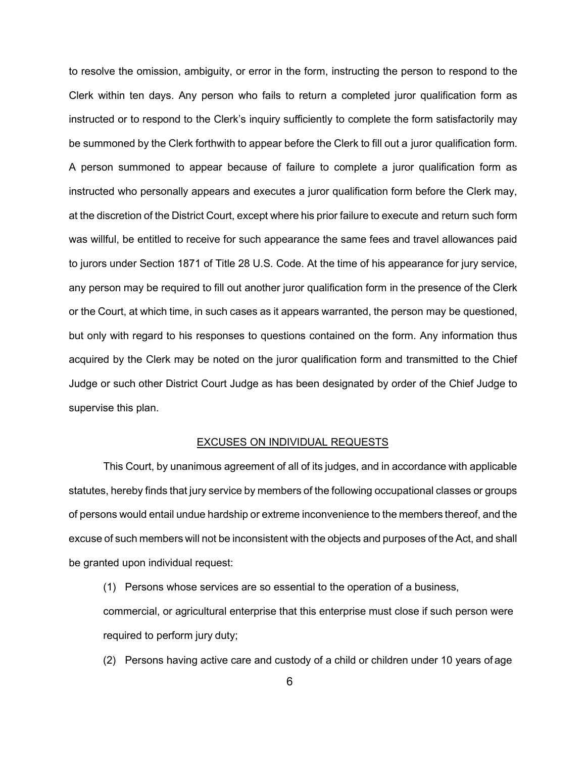to resolve the omission, ambiguity, or error in the form, instructing the person to respond to the Clerk within ten days. Any person who fails to return a completed juror qualification form as instructed or to respond to the Clerk's inquiry sufficiently to complete the form satisfactorily may be summoned by the Clerk forthwith to appear before the Clerk to fill out a juror qualification form. A person summoned to appear because of failure to complete a juror qualification form as instructed who personally appears and executes a juror qualification form before the Clerk may, at the discretion of the District Court, except where his prior failure to execute and return such form was willful, be entitled to receive for such appearance the same fees and travel allowances paid to jurors under Section 1871 of Title 28 U.S. Code. At the time of his appearance for jury service, any person may be required to fill out another juror qualification form in the presence of the Clerk or the Court, at which time, in such cases as it appears warranted, the person may be questioned, but only with regard to his responses to questions contained on the form. Any information thus acquired by the Clerk may be noted on the juror qualification form and transmitted to the Chief Judge or such other District Court Judge as has been designated by order of the Chief Judge to supervise this plan.

## EXCUSES ON INDIVIDUAL REQUESTS

This Court, by unanimous agreement of all of its judges, and in accordance with applicable statutes, hereby finds that jury service by members of the following occupational classes or groups of persons would entail undue hardship or extreme inconvenience to the members thereof, and the excuse of such members will not be inconsistent with the objects and purposes of the Act, and shall be granted upon individual request:

(1) Persons whose services are so essential to the operation of a business, commercial, or agricultural enterprise that this enterprise must close if such person were required to perform jury duty;

(2) Persons having active care and custody of a child or children under 10 years of age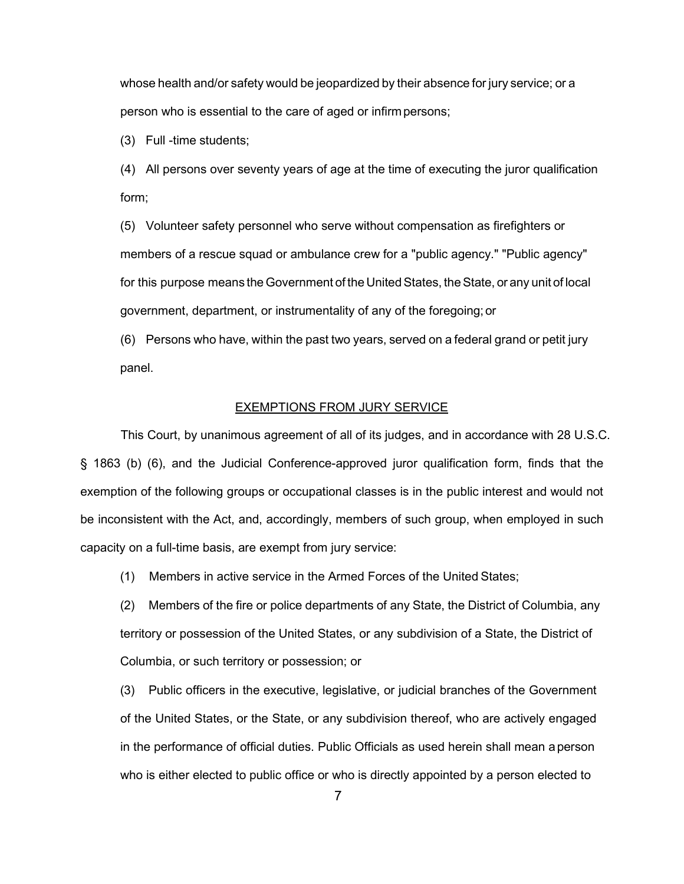whose health and/or safety would be jeopardized by their absence for jury service; or a person who is essential to the care of aged or infirm persons;

(3) Full -time students;

(4) All persons over seventy years of age at the time of executing the juror qualification form;

(5) Volunteer safety personnel who serve without compensation as firefighters or members of a rescue squad or ambulance crew for a "public agency." "Public agency" for this purpose means the Government of the United States, the State, or any unit of local government, department, or instrumentality of any of the foregoing; or

(6) Persons who have, within the past two years, served on a federal grand or petit jury panel.

## EXEMPTIONS FROM JURY SERVICE

This Court, by unanimous agreement of all of its judges, and in accordance with 28 U.S.C. § 1863 (b) (6), and the Judicial Conference-approved juror qualification form, finds that the exemption of the following groups or occupational classes is in the public interest and would not be inconsistent with the Act, and, accordingly, members of such group, when employed in such capacity on a full-time basis, are exempt from jury service:

(1) Members in active service in the Armed Forces of the United States;

(2) Members of the fire or police departments of any State, the District of Columbia, any territory or possession of the United States, or any subdivision of a State, the District of Columbia, or such territory or possession; or

(3) Public officers in the executive, legislative, or judicial branches of the Government of the United States, or the State, or any subdivision thereof, who are actively engaged in the performance of official duties. Public Officials as used herein shall mean a person who is either elected to public office or who is directly appointed by a person elected to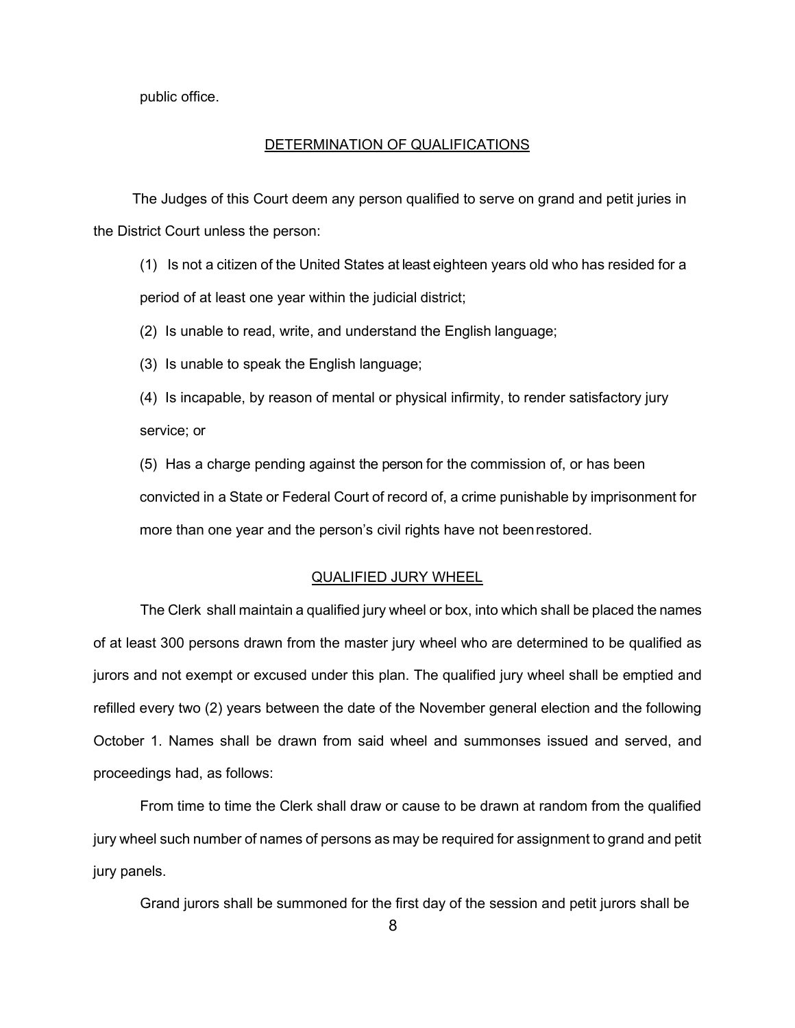public office.

## DETERMINATION OF QUALIFICATIONS

The Judges of this Court deem any person qualified to serve on grand and petit juries in the District Court unless the person:

(1) Is not a citizen of the United States at least eighteen years old who has resided for a period of at least one year within the judicial district;

(2) Is unable to read, write, and understand the English language;

(3) Is unable to speak the English language;

(4) Is incapable, by reason of mental or physical infirmity, to render satisfactory jury service; or

(5) Has a charge pending against the person for the commission of, or has been convicted in a State or Federal Court of record of, a crime punishable by imprisonment for more than one year and the person's civil rights have not been restored.

## QUALIFIED JURY WHEEL

The Clerk shall maintain a qualified jury wheel or box, into which shall be placed the names of at least 300 persons drawn from the master jury wheel who are determined to be qualified as jurors and not exempt or excused under this plan. The qualified jury wheel shall be emptied and refilled every two (2) years between the date of the November general election and the following October 1. Names shall be drawn from said wheel and summonses issued and served, and proceedings had, as follows:

From time to time the Clerk shall draw or cause to be drawn at random from the qualified jury wheel such number of names of persons as may be required for assignment to grand and petit jury panels.

Grand jurors shall be summoned for the first day of the session and petit jurors shall be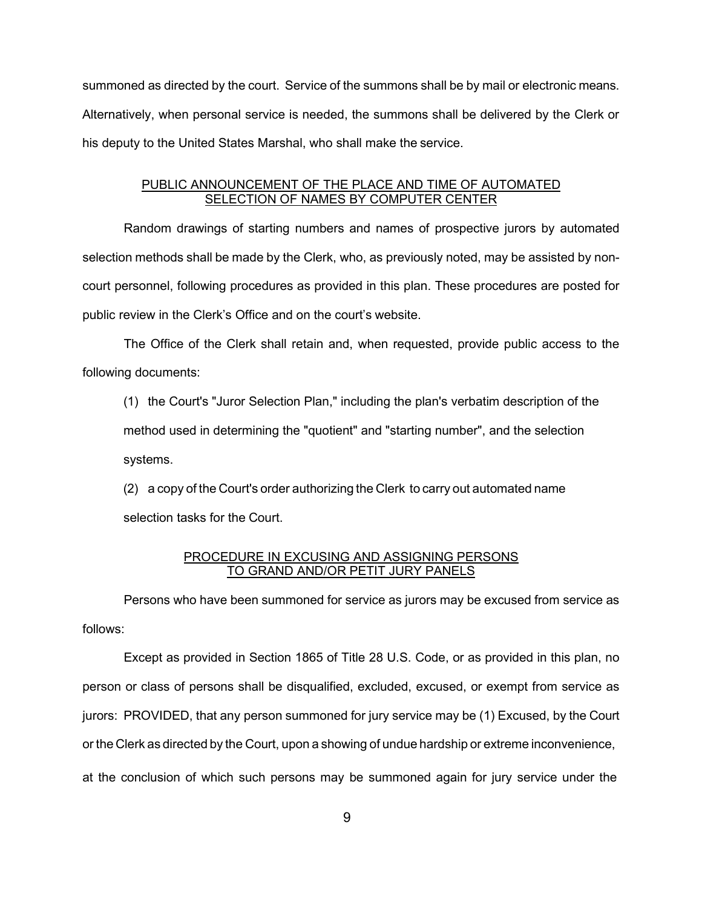summoned as directed by the court. Service of the summons shall be by mail or electronic means. Alternatively, when personal service is needed, the summons shall be delivered by the Clerk or his deputy to the United States Marshal, who shall make the service.

## PUBLIC ANNOUNCEMENT OF THE PLACE AND TIME OF AUTOMATED SELECTION OF NAMES BY COMPUTER CENTER

Random drawings of starting numbers and names of prospective jurors by automated selection methods shall be made by the Clerk, who, as previously noted, may be assisted by non-court personnel, following procedures as provided in this plan. These procedures are posted for public review in the Clerk's Office and on the court's website.

The Office of the Clerk shall retain and, when requested, provide public access to the following documents:

(1) the Court's "Juror Selection Plan," including the plan's verbatim description of the method used in determining the "quotient" and "starting number", and the selection systems.

(2) a copy of the Court's order authorizing the Clerk to carry out automated name selection tasks for the Court.

## PROCEDURE IN EXCUSING AND ASSIGNING PERSONS TO GRAND AND/OR PETIT JURY PANELS

Persons who have been summoned for service as jurors may be excused from service as follows:

Except as provided in Section 1865 of Title 28 U.S. Code, or as provided in this plan, no person or class of persons shall be disqualified, excluded, excused, or exempt from service as jurors: PROVIDED, that any person summoned for jury service may be (1) Excused, by the Court or the Clerk as directed by the Court, upon a showing of undue hardship or extreme inconvenience, at the conclusion of which such persons may be summoned again for jury service under the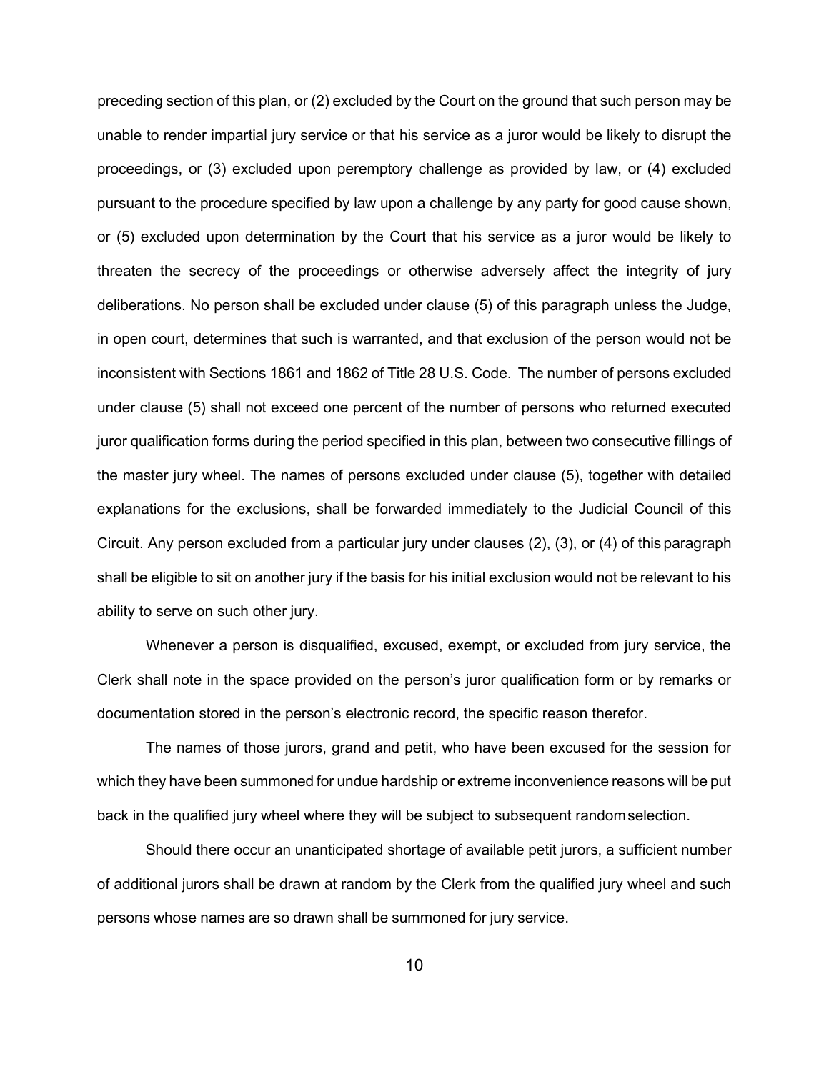preceding section of this plan, or (2) excluded by the Court on the ground that such person may be unable to render impartial jury service or that his service as a juror would be likely to disrupt the proceedings, or (3) excluded upon peremptory challenge as provided by law, or (4) excluded pursuant to the procedure specified by law upon a challenge by any party for good cause shown, or (5) excluded upon determination by the Court that his service as a juror would be likely to threaten the secrecy of the proceedings or otherwise adversely affect the integrity of jury deliberations. No person shall be excluded under clause (5) of this paragraph unless the Judge, in open court, determines that such is warranted, and that exclusion of the person would not be inconsistent with Sections 1861 and 1862 of Title 28 U.S. Code. The number of persons excluded under clause (5) shall not exceed one percent of the number of persons who returned executed juror qualification forms during the period specified in this plan, between two consecutive fillings of the master jury wheel. The names of persons excluded under clause (5), together with detailed explanations for the exclusions, shall be forwarded immediately to the Judicial Council of this Circuit. Any person excluded from a particular jury under clauses (2), (3), or (4) of this paragraph shall be eligible to sit on another jury if the basis for his initial exclusion would not be relevant to his ability to serve on such other jury.

Whenever a person is disqualified, excused, exempt, or excluded from jury service, the Clerk shall note in the space provided on the person's juror qualification form or by remarks or documentation stored in the person's electronic record, the specific reason therefor.

The names of those jurors, grand and petit, who have been excused for the session for which they have been summoned for undue hardship or extreme inconvenience reasons will be put back in the qualified jury wheel where they will be subject to subsequent random selection.

Should there occur an unanticipated shortage of available petit jurors, a sufficient number of additional jurors shall be drawn at random by the Clerk from the qualified jury wheel and such persons whose names are so drawn shall be summoned for jury service.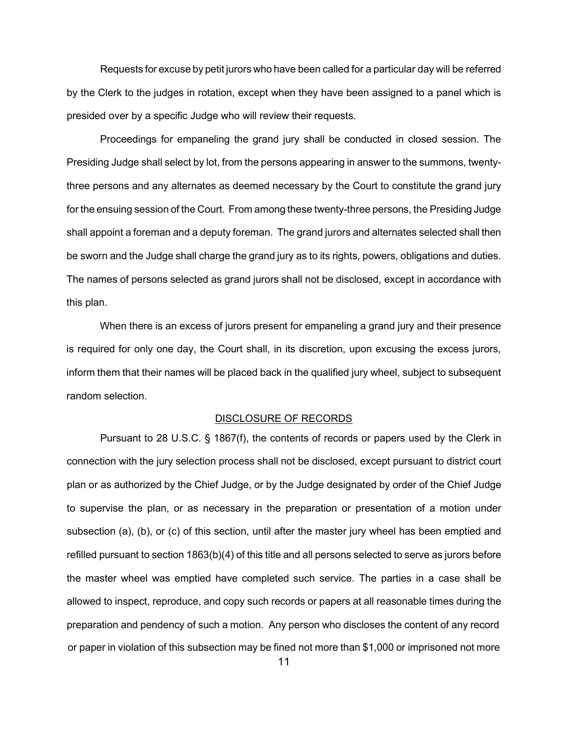Requests for excuse by petit jurors who have been called for a particular day will be referred by the Clerk to the judges in rotation, except when they have been assigned to a panel which is presided over by a specific Judge who will review their requests.

Proceedings for empaneling the grand jury shall be conducted in closed session. The Presiding Judge shall select by lot, from the persons appearing in answer to the summons, twenty-three persons and any alternates as deemed necessary by the Court to constitute the grand jury for the ensuing session of the Court. From among these twenty-three persons, the Presiding Judge shall appoint a foreman and a deputy foreman. The grand jurors and alternates selected shall then be sworn and the Judge shall charge the grand jury as to its rights, powers, obligations and duties. The names of persons selected as grand jurors shall not be disclosed, except in accordance with this plan.

When there is an excess of jurors present for empaneling a grand jury and their presence is required for only one day, the Court shall, in its discretion, upon excusing the excess jurors, inform them that their names will be placed back in the qualified jury wheel, subject to subsequent random selection.

## DISCLOSURE OF RECORDS

Pursuant to 28 U.S.C. § 1867(f), the contents of records or papers used by the Clerk in connection with the jury selection process shall not be disclosed, except pursuant to district court plan or as authorized by the Chief Judge, or by the Judge designated by order of the Chief Judge to supervise the plan, or as necessary in the preparation or presentation of a motion under subsection (a), (b), or (c) of this section, until after the master jury wheel has been emptied and refilled pursuant to section 1863(b)(4) of this title and all persons selected to serve as jurors before the master wheel was emptied have completed such service. The parties in a case shall be allowed to inspect, reproduce, and copy such records or papers at all reasonable times during the preparation and pendency of such a motion. Any person who discloses the content of any record or paper in violation of this subsection may be fined not more than $1,000 or imprisoned not more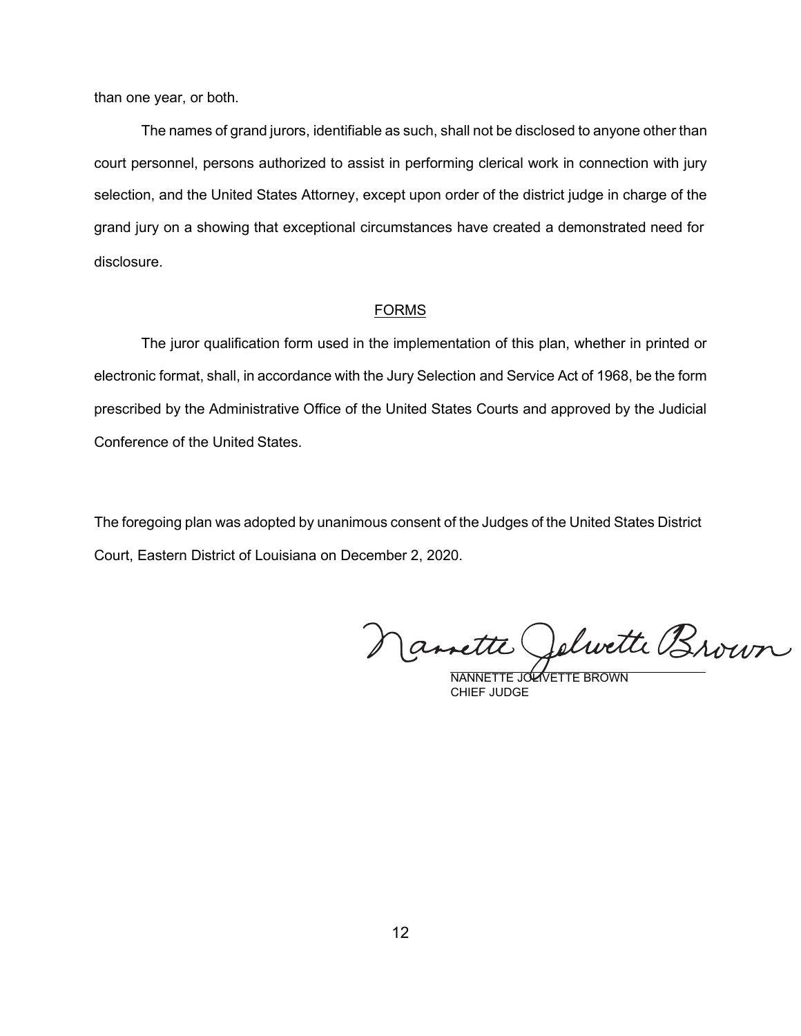than one year, or both.

The names of grand jurors, identifiable as such, shall not be disclosed to anyone other than court personnel, persons authorized to assist in performing clerical work in connection with jury selection, and the United States Attorney, except upon order of the district judge in charge of the grand jury on a showing that exceptional circumstances have created a demonstrated need for disclosure.

## FORMS

The juror qualification form used in the implementation of this plan, whether in printed or electronic format, shall, in accordance with the Jury Selection and Service Act of 1968, be the form prescribed by the Administrative Office of the United States Courts and approved by the Judicial Conference of the United States.

The foregoing plan was adopted by unanimous consent of the Judges of the United States District Court, Eastern District of Louisiana on December 2, 2020.

Nannette Jolivette Brown

NANNETTE JOLIVETTE BROWN
CHIEF JUDGE